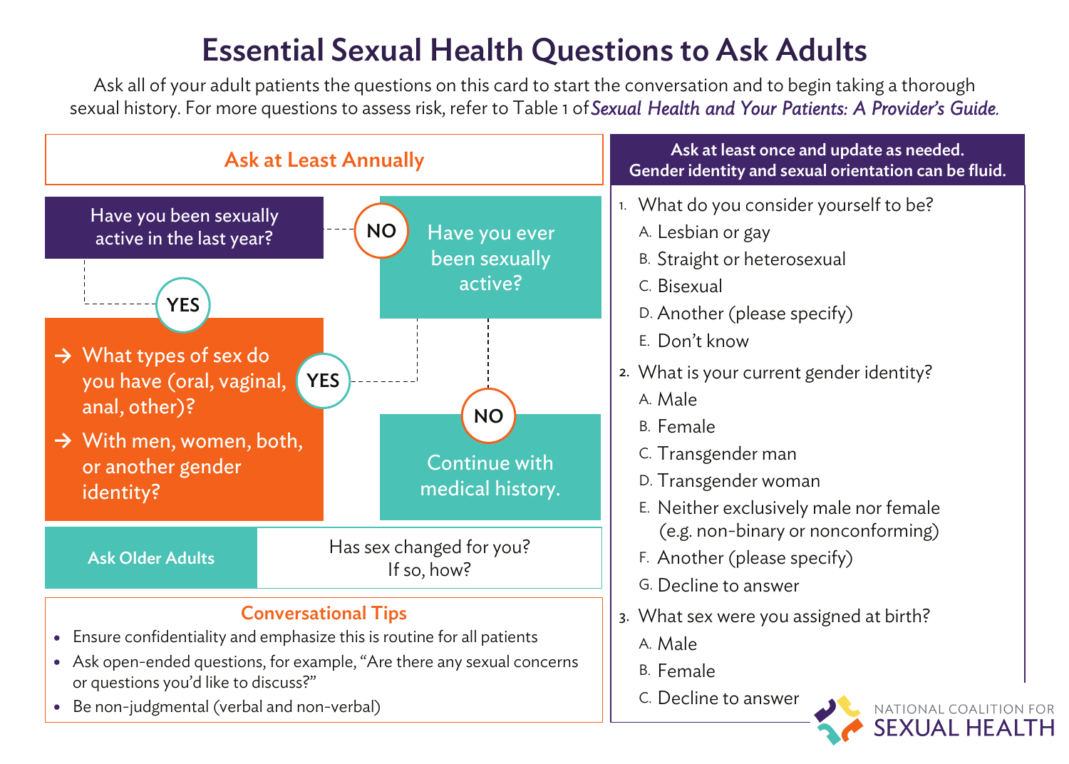# Essential Sexual Health Questions to Ask Adults

Ask all of your adult patients the questions on this card to start the conversation and to begin taking a thorough sexual history. For more questions to assess risk, refer to Table 1 of *Sexual Health and Your Patients: A Provider's Guide.*

## Ask at Least Annually

**Have you been sexually active in the last year?**

- **YES** →
  - What types of sex do you have (oral, vaginal, anal, other)?
  - With men, women, both, or another gender identity?
- **NO** → **Have you ever been sexually active?**
  - **YES** →
    - What types of sex do you have (oral, vaginal, anal, other)?
    - With men, women, both, or another gender identity?
  - **NO** → Continue with medical history.

**Ask Older Adults:** Has sex changed for you? If so, how?

### Conversational Tips

- Ensure confidentiality and emphasize this is routine for all patients
- Ask open-ended questions, for example, "Are there any sexual concerns or questions you'd like to discuss?"
- Be non-judgmental (verbal and non-verbal)

## Ask at least once and update as needed. Gender identity and sexual orientation can be fluid.

1. What do you consider yourself to be?
   - A. Lesbian or gay
   - B. Straight or heterosexual
   - C. Bisexual
   - D. Another (please specify)
   - E. Don't know
2. What is your current gender identity?
   - A. Male
   - B. Female
   - C. Transgender man
   - D. Transgender woman
   - E. Neither exclusively male nor female (e.g. non-binary or nonconforming)
   - F. Another (please specify)
   - G. Decline to answer
3. What sex were you assigned at birth?
   - A. Male
   - B. Female
   - C. Decline to answer

NATIONAL COALITION FOR SEXUAL HEALTH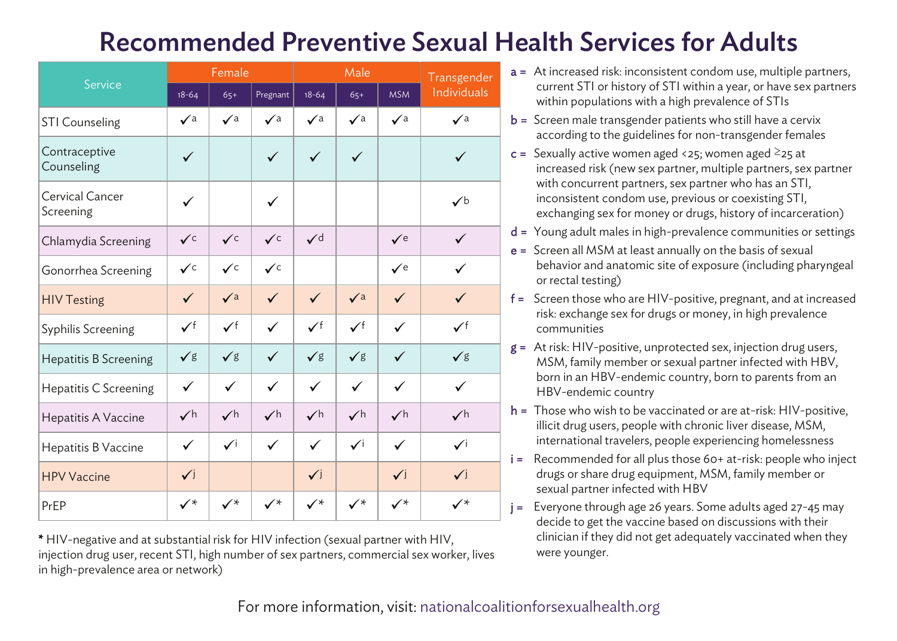# Recommended Preventive Sexual Health Services for Adults

| Service | Female | | | Male | | | Transgender Individuals |
|---|---|---|---|---|---|---|---|
| | 18-64 | 65+ | Pregnant | 18-64 | 65+ | MSM | |
| STI Counseling | ✓[a] | ✓[a] | ✓[a] | ✓[a] | ✓[a] | ✓[a] | ✓[a] |
| Contraceptive Counseling | ✓ | | ✓ | ✓ | ✓ | | ✓ |
| Cervical Cancer Screening | ✓ | | ✓ | | | | ✓[b] |
| Chlamydia Screening | ✓[c] | ✓[c] | ✓[c] | ✓[d] | | ✓[e] | ✓ |
| Gonorrhea Screening | ✓[c] | ✓[c] | ✓[c] | | | ✓[e] | ✓ |
| HIV Testing | ✓ | ✓[a] | ✓ | ✓ | ✓[a] | ✓ | ✓ |
| Syphilis Screening | ✓[f] | ✓[f] | ✓ | ✓[f] | ✓[f] | ✓ | ✓[f] |
| Hepatitis B Screening | ✓[g] | ✓[g] | ✓ | ✓[g] | ✓[g] | ✓ | ✓[g] |
| Hepatitis C Screening | ✓ | ✓ | ✓ | ✓ | ✓ | ✓ | ✓ |
| Hepatitis A Vaccine | ✓[h] | ✓[h] | ✓[h] | ✓[h] | ✓[h] | ✓[h] | ✓[h] |
| Hepatitis B Vaccine | ✓ | ✓[i] | ✓ | ✓ | ✓[i] | ✓ | ✓[i] |
| HPV Vaccine | ✓[j] | | | ✓[j] | | ✓[j] | ✓[j] |
| PrEP | ✓* | ✓* | ✓* | ✓* | ✓* | ✓* | ✓* |

* HIV-negative and at substantial risk for HIV infection (sexual partner with HIV, injection drug user, recent STI, high number of sex partners, commercial sex worker, lives in high-prevalence area or network)

- **a =** At increased risk: inconsistent condom use, multiple partners, current STI or history of STI within a year, or have sex partners within populations with a high prevalence of STIs
- **b =** Screen male transgender patients who still have a cervix according to the guidelines for non-transgender females
- **c =** Sexually active women aged <25; women aged ≥25 at increased risk (new sex partner, multiple partners, sex partner with concurrent partners, sex partner who has an STI, inconsistent condom use, previous or coexisting STI, exchanging sex for money or drugs, history of incarceration)
- **d =** Young adult males in high-prevalence communities or settings
- **e =** Screen all MSM at least annually on the basis of sexual behavior and anatomic site of exposure (including pharyngeal or rectal testing)
- **f =** Screen those who are HIV-positive, pregnant, and at increased risk: exchange sex for drugs or money, in high prevalence communities
- **g =** At risk: HIV-positive, unprotected sex, injection drug users, MSM, family member or sexual partner infected with HBV, born in an HBV-endemic country, born to parents from an HBV-endemic country
- **h =** Those who wish to be vaccinated or are at-risk: HIV-positive, illicit drug users, people with chronic liver disease, MSM, international travelers, people experiencing homelessness
- **i =** Recommended for all plus those 60+ at-risk: people who inject drugs or share drug equipment, MSM, family member or sexual partner infected with HBV
- **j =** Everyone through age 26 years. Some adults aged 27-45 may decide to get the vaccine based on discussions with their clinician if they did not get adequately vaccinated when they were younger.

For more information, visit: nationalcoalitionforsexualhealth.org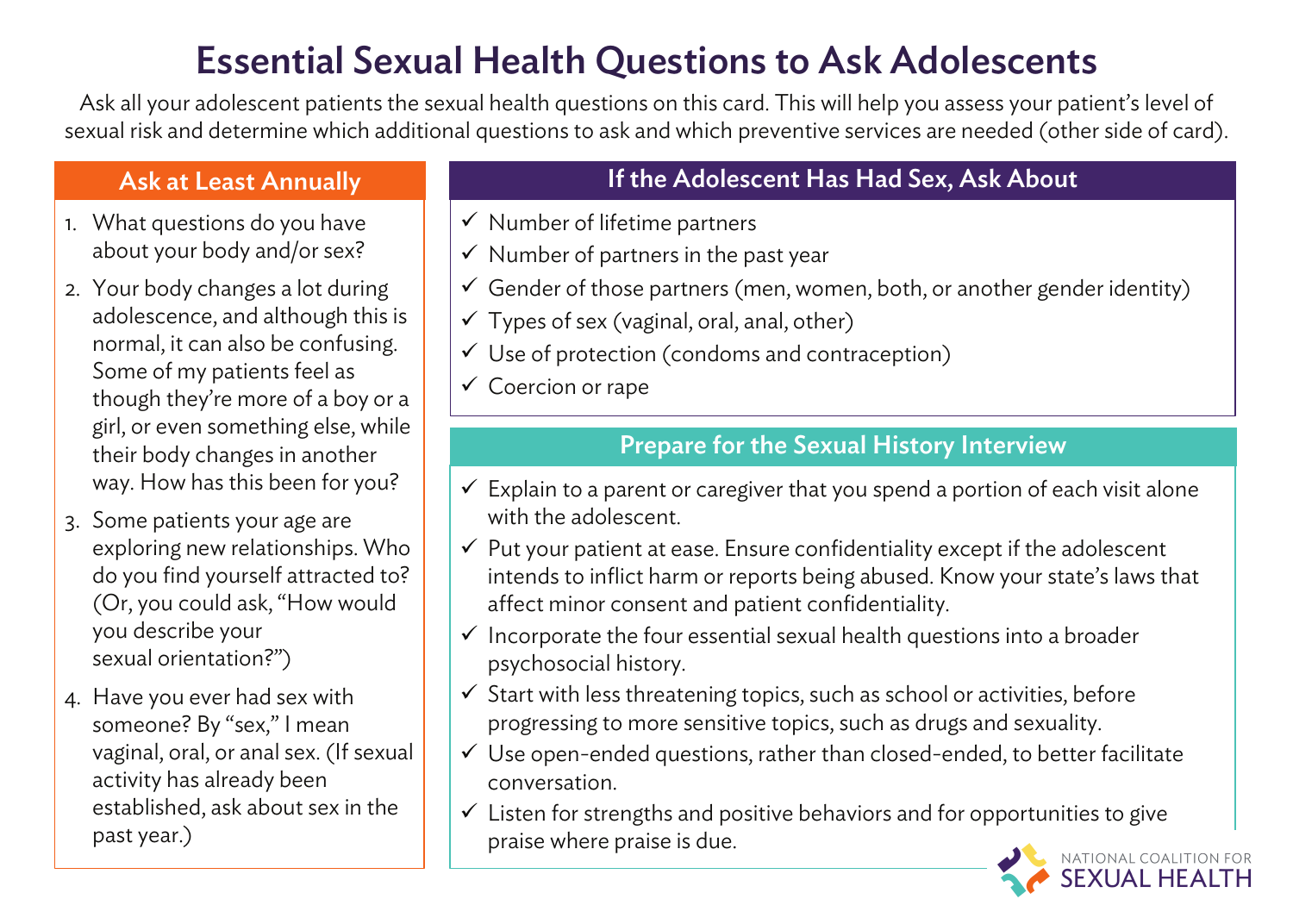# Essential Sexual Health Questions to Ask Adolescents

Ask all your adolescent patients the sexual health questions on this card. This will help you assess your patient's level of sexual risk and determine which additional questions to ask and which preventive services are needed (other side of card).

## Ask at Least Annually

1. What questions do you have about your body and/or sex?
2. Your body changes a lot during adolescence, and although this is normal, it can also be confusing. Some of my patients feel as though they're more of a boy or a girl, or even something else, while their body changes in another way. How has this been for you?
3. Some patients your age are exploring new relationships. Who do you find yourself attracted to? (Or, you could ask, "How would you describe your sexual orientation?")
4. Have you ever had sex with someone? By "sex," I mean vaginal, oral, or anal sex. (If sexual activity has already been established, ask about sex in the past year.)

## If the Adolescent Has Had Sex, Ask About

- ✓ Number of lifetime partners
- ✓ Number of partners in the past year
- ✓ Gender of those partners (men, women, both, or another gender identity)
- ✓ Types of sex (vaginal, oral, anal, other)
- ✓ Use of protection (condoms and contraception)
- ✓ Coercion or rape

## Prepare for the Sexual History Interview

- ✓ Explain to a parent or caregiver that you spend a portion of each visit alone with the adolescent.
- ✓ Put your patient at ease. Ensure confidentiality except if the adolescent intends to inflict harm or reports being abused. Know your state's laws that affect minor consent and patient confidentiality.
- ✓ Incorporate the four essential sexual health questions into a broader psychosocial history.
- ✓ Start with less threatening topics, such as school or activities, before progressing to more sensitive topics, such as drugs and sexuality.
- ✓ Use open-ended questions, rather than closed-ended, to better facilitate conversation.
- ✓ Listen for strengths and positive behaviors and for opportunities to give praise where praise is due.

NATIONAL COALITION FOR SEXUAL HEALTH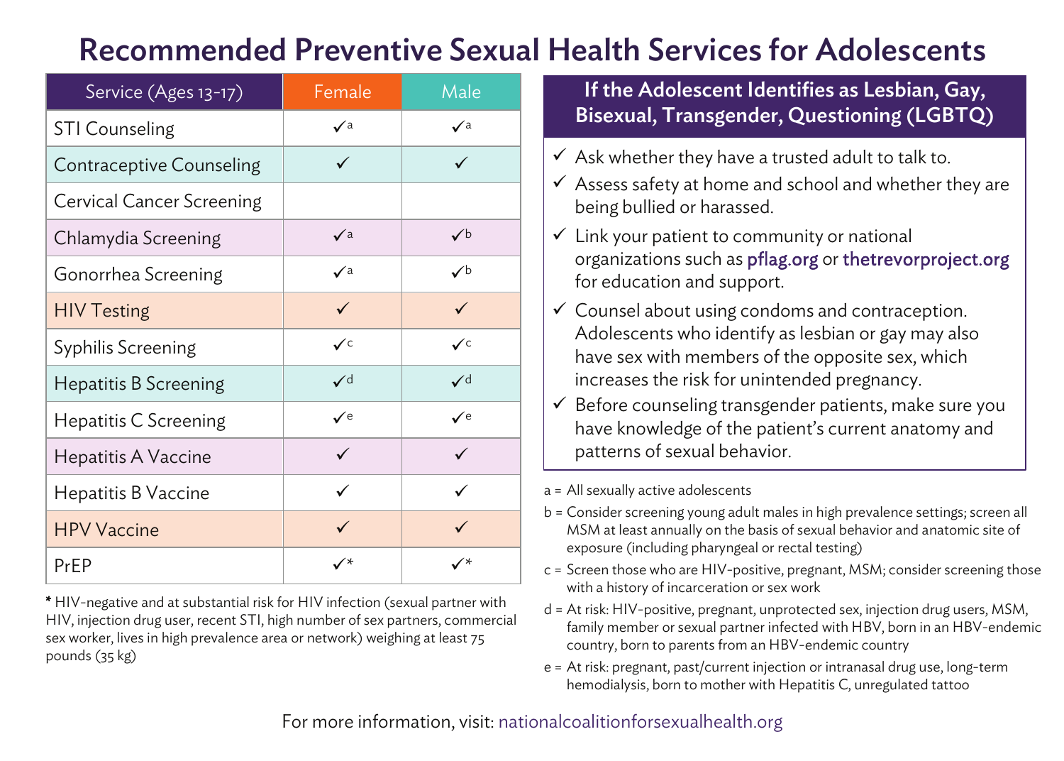# Recommended Preventive Sexual Health Services for Adolescents

| Service (Ages 13-17) | Female | Male |
|---|---|---|
| STI Counseling | ✓[a] | ✓[a] |
| Contraceptive Counseling | ✓ | ✓ |
| Cervical Cancer Screening | | |
| Chlamydia Screening | ✓[a] | ✓[b] |
| Gonorrhea Screening | ✓[a] | ✓[b] |
| HIV Testing | ✓ | ✓ |
| Syphilis Screening | ✓[c] | ✓[c] |
| Hepatitis B Screening | ✓[d] | ✓[d] |
| Hepatitis C Screening | ✓[e] | ✓[e] |
| Hepatitis A Vaccine | ✓ | ✓ |
| Hepatitis B Vaccine | ✓ | ✓ |
| HPV Vaccine | ✓ | ✓ |
| PrEP | ✓* | ✓* |

**\*** HIV-negative and at substantial risk for HIV infection (sexual partner with HIV, injection drug user, recent STI, high number of sex partners, commercial sex worker, lives in high prevalence area or network) weighing at least 75 pounds (35 kg)

## If the Adolescent Identifies as Lesbian, Gay, Bisexual, Transgender, Questioning (LGBTQ)

- ✓ Ask whether they have a trusted adult to talk to.
- ✓ Assess safety at home and school and whether they are being bullied or harassed.
- ✓ Link your patient to community or national organizations such as pflag.org or thetrevorproject.org for education and support.
- ✓ Counsel about using condoms and contraception. Adolescents who identify as lesbian or gay may also have sex with members of the opposite sex, which increases the risk for unintended pregnancy.
- ✓ Before counseling transgender patients, make sure you have knowledge of the patient's current anatomy and patterns of sexual behavior.

a = All sexually active adolescents

b = Consider screening young adult males in high prevalence settings; screen all MSM at least annually on the basis of sexual behavior and anatomic site of exposure (including pharyngeal or rectal testing)

c = Screen those who are HIV-positive, pregnant, MSM; consider screening those with a history of incarceration or sex work

d = At risk: HIV-positive, pregnant, unprotected sex, injection drug users, MSM, family member or sexual partner infected with HBV, born in an HBV-endemic country, born to parents from an HBV-endemic country

e = At risk: pregnant, past/current injection or intranasal drug use, long-term hemodialysis, born to mother with Hepatitis C, unregulated tattoo

For more information, visit: nationalcoalitionforsexualhealth.org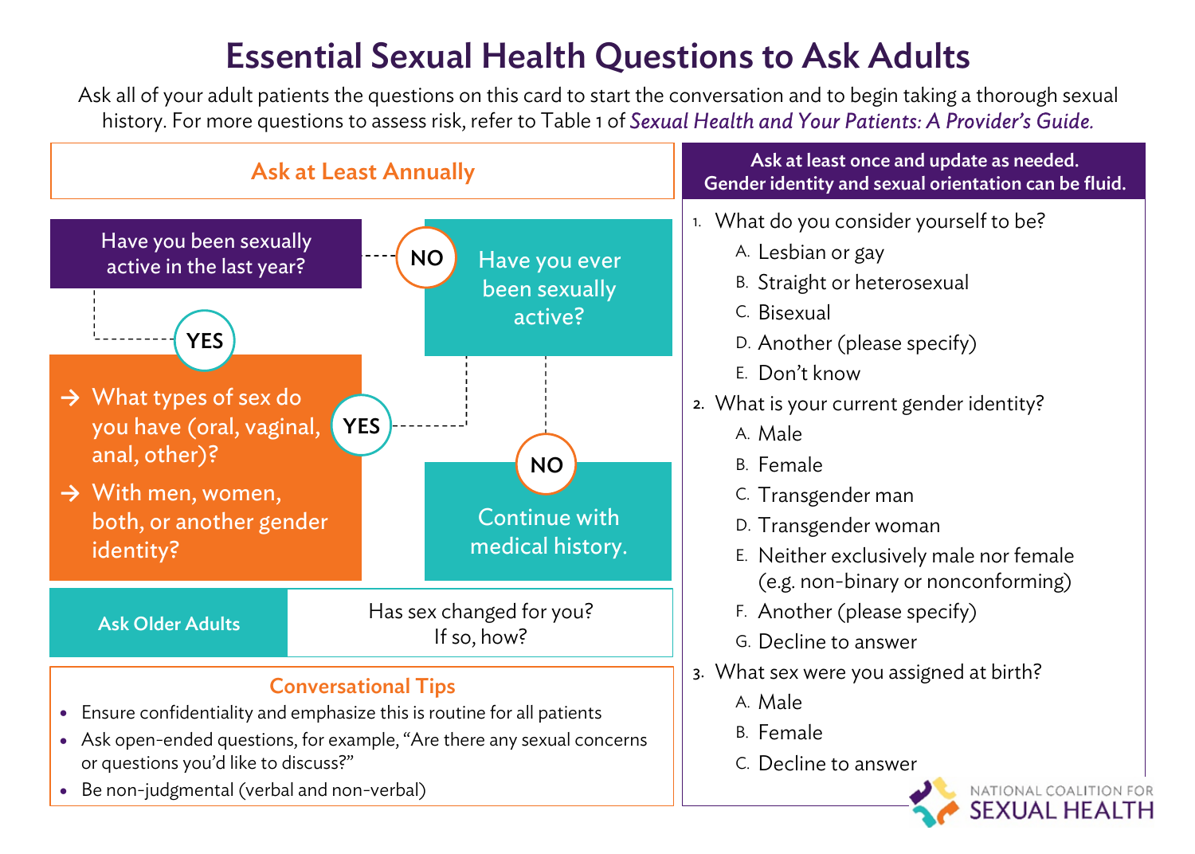# Essential Sexual Health Questions to Ask Adults

Ask all of your adult patients the questions on this card to start the conversation and to begin taking a thorough sexual history. For more questions to assess risk, refer to Table 1 of *Sexual Health and Your Patients: A Provider's Guide.*

## Ask at Least Annually

**Have you been sexually active in the last year?**

- **YES** →
  - What types of sex do you have (oral, vaginal, anal, other)?
  - With men, women, both, or another gender identity?
- **NO** → **Have you ever been sexually active?**
  - **YES** → What types of sex do you have (oral, vaginal, anal, other)? With men, women, both, or another gender identity?
  - **NO** → Continue with medical history.

**Ask Older Adults:** Has sex changed for you? If so, how?

### Conversational Tips

- Ensure confidentiality and emphasize this is routine for all patients
- Ask open-ended questions, for example, "Are there any sexual concerns or questions you'd like to discuss?"
- Be non-judgmental (verbal and non-verbal)

## Ask at least once and update as needed. Gender identity and sexual orientation can be fluid.

1. What do you consider yourself to be?
   - A. Lesbian or gay
   - B. Straight or heterosexual
   - C. Bisexual
   - D. Another (please specify)
   - E. Don't know
2. What is your current gender identity?
   - A. Male
   - B. Female
   - C. Transgender man
   - D. Transgender woman
   - E. Neither exclusively male nor female (e.g. non-binary or nonconforming)
   - F. Another (please specify)
   - G. Decline to answer
3. What sex were you assigned at birth?
   - A. Male
   - B. Female
   - C. Decline to answer

NATIONAL COALITION FOR SEXUAL HEALTH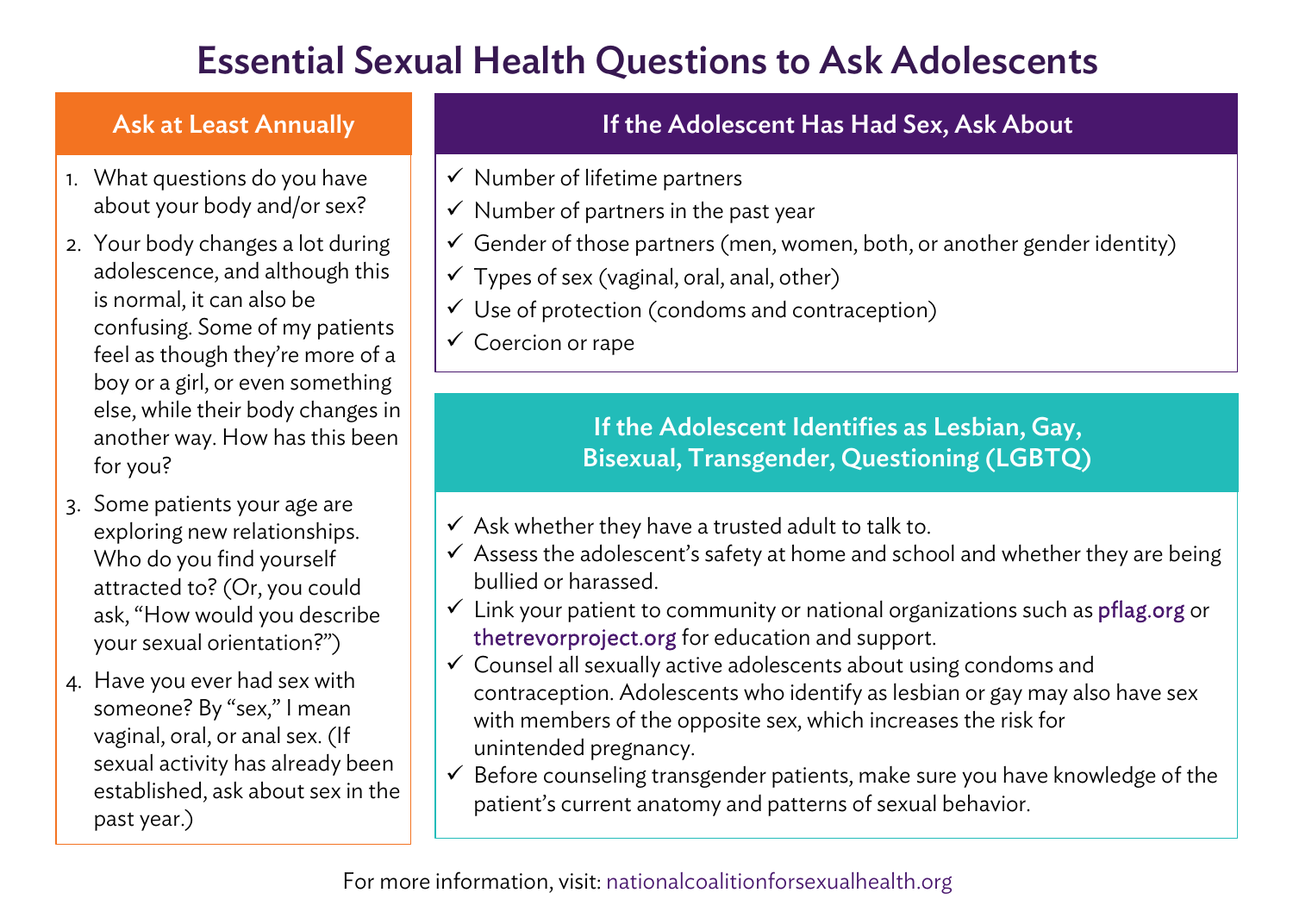# Essential Sexual Health Questions to Ask Adolescents

## Ask at Least Annually

1. What questions do you have about your body and/or sex?
2. Your body changes a lot during adolescence, and although this is normal, it can also be confusing. Some of my patients feel as though they're more of a boy or a girl, or even something else, while their body changes in another way. How has this been for you?
3. Some patients your age are exploring new relationships. Who do you find yourself attracted to? (Or, you could ask, "How would you describe your sexual orientation?")
4. Have you ever had sex with someone? By "sex," I mean vaginal, oral, or anal sex. (If sexual activity has already been established, ask about sex in the past year.)

## If the Adolescent Has Had Sex, Ask About

- ✓ Number of lifetime partners
- ✓ Number of partners in the past year
- ✓ Gender of those partners (men, women, both, or another gender identity)
- ✓ Types of sex (vaginal, oral, anal, other)
- ✓ Use of protection (condoms and contraception)
- ✓ Coercion or rape

## If the Adolescent Identifies as Lesbian, Gay, Bisexual, Transgender, Questioning (LGBTQ)

- ✓ Ask whether they have a trusted adult to talk to.
- ✓ Assess the adolescent's safety at home and school and whether they are being bullied or harassed.
- ✓ Link your patient to community or national organizations such as pflag.org or thetrevorproject.org for education and support.
- ✓ Counsel all sexually active adolescents about using condoms and contraception. Adolescents who identify as lesbian or gay may also have sex with members of the opposite sex, which increases the risk for unintended pregnancy.
- ✓ Before counseling transgender patients, make sure you have knowledge of the patient's current anatomy and patterns of sexual behavior.

For more information, visit: nationalcoalitionforsexualhealth.org